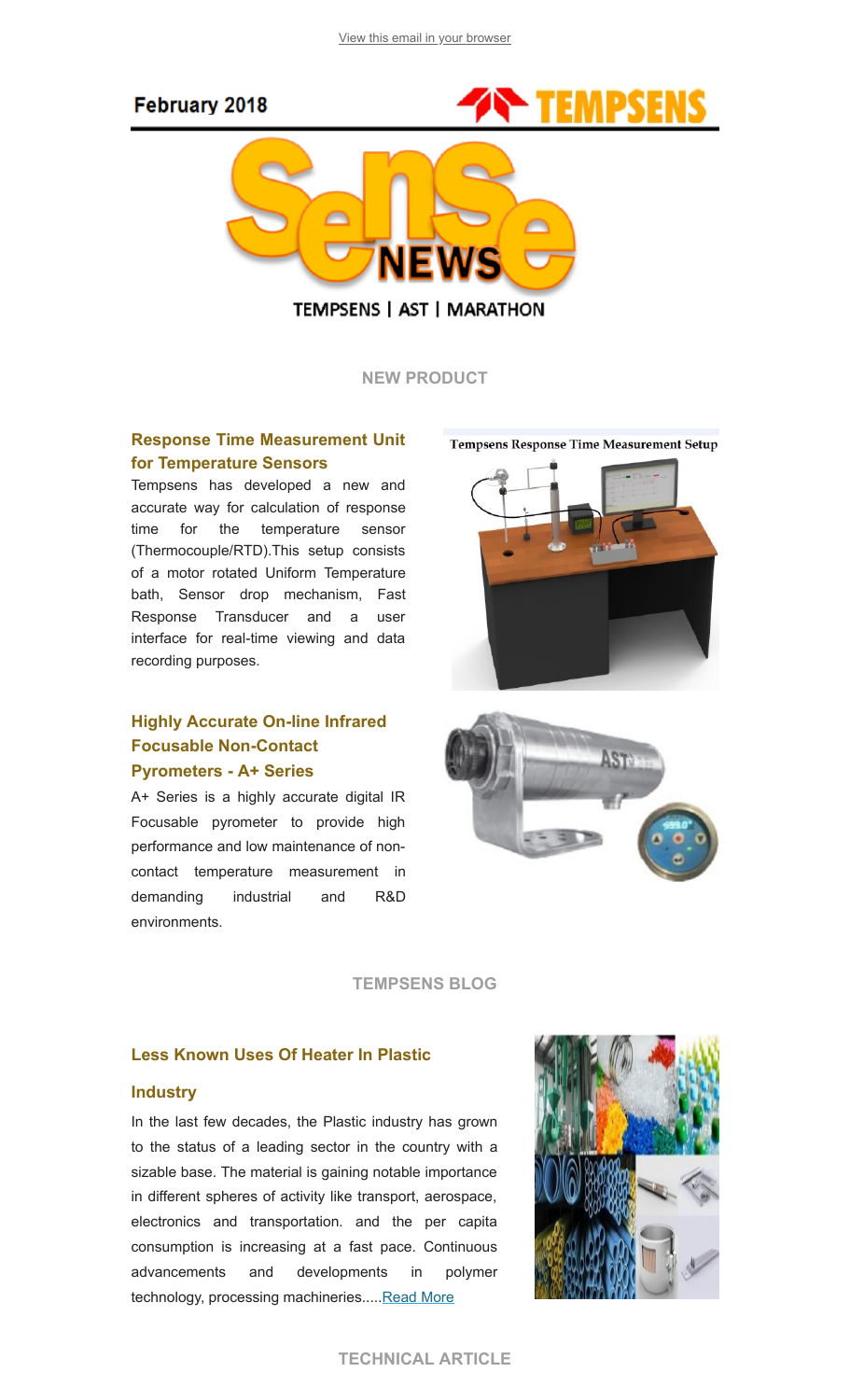View this email in your browser

February 2018

TEMPSENS | AST | MARATHON

## NEW PRODUCT

### Response Time Measurement Unit for Temperature Sensors

Tempsens has developed a new and accurate way for calculation of response time for the temperature sensor (Thermocouple/RTD).This setup consists of a motor rotated Uniform Temperature bath, Sensor drop mechanism, Fast Response Transducer and a user interface for real-time viewing and data recording purposes.

Tempsens Response Time Measurement Setup

### Highly Accurate On-line Infrared Focusable Non-Contact Pyrometers - A+ Series

A+ Series is a highly accurate digital IR Focusable pyrometer to provide high performance and low maintenance of non-contact temperature measurement in demanding industrial and R&D environments.

## TEMPSENS BLOG

### Less Known Uses Of Heater In Plastic Industry

In the last few decades, the Plastic industry has grown to the status of a leading sector in the country with a sizable base. The material is gaining notable importance in different spheres of activity like transport, aerospace, electronics and transportation. and the per capita consumption is increasing at a fast pace. Continuous advancements and developments in polymer technology, processing machineries.....Read More

## TECHNICAL ARTICLE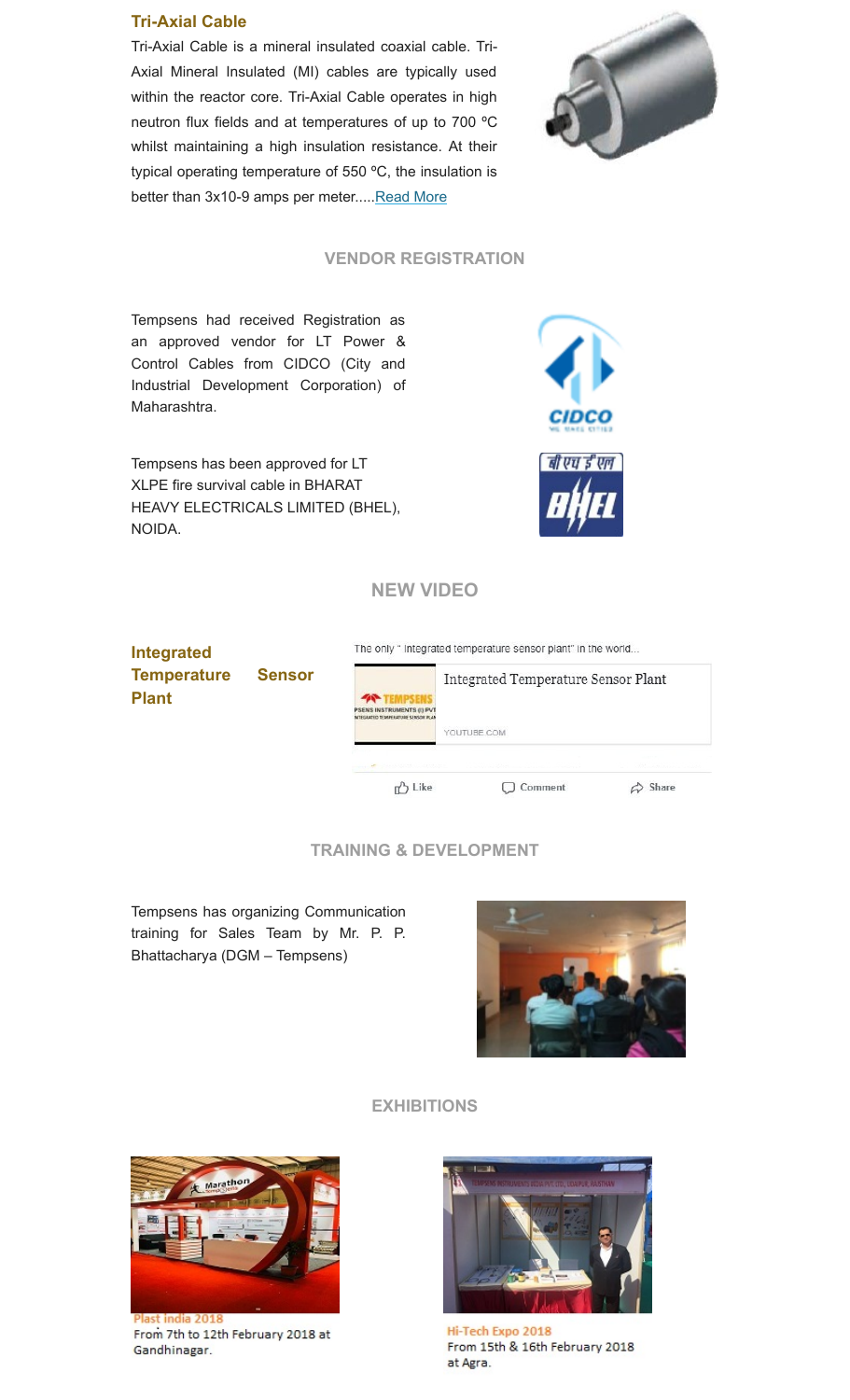### Tri-Axial Cable

Tri-Axial Cable is a mineral insulated coaxial cable. Tri-Axial Mineral Insulated (MI) cables are typically used within the reactor core. Tri-Axial Cable operates in high neutron flux fields and at temperatures of up to 700 ºC whilst maintaining a high insulation resistance. At their typical operating temperature of 550 ºC, the insulation is better than 3x10-9 amps per meter.....Read More

## VENDOR REGISTRATION

Tempsens had received Registration as an approved vendor for LT Power & Control Cables from CIDCO (City and Industrial Development Corporation) of Maharashtra.

Tempsens has been approved for LT XLPE fire survival cable in BHARAT HEAVY ELECTRICALS LIMITED (BHEL), NOIDA.

## NEW VIDEO

### Integrated Temperature Sensor Plant

The only " integrated temperature sensor plant" in the world...

Integrated Temperature Sensor Plant

YOUTUBE.COM

Like Comment Share

## TRAINING & DEVELOPMENT

Tempsens has organizing Communication training for Sales Team by Mr. P. P. Bhattacharya (DGM – Tempsens)

## EXHIBITIONS

Plast India 2018
From 7th to 12th February 2018 at Gandhinagar.

Hi-Tech Expo 2018
From 15th & 16th February 2018 at Agra.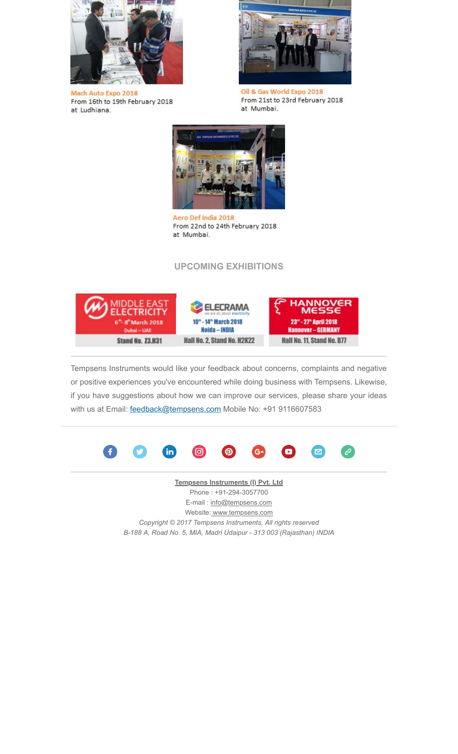Mach Auto Expo 2018
From 16th to 19th February 2018
at Ludhiana.

Oil & Gas World Expo 2018
From 21st to 23rd February 2018
at Mumbai.

Aero Def India 2018
From 22nd to 24th February 2018
at Mumbai.

## UPCOMING EXHIBITIONS

MIDDLE EAST ELECTRICITY
6th - 8th March 2018
Dubai – UAE
Stand No. Z3.H31

ELECRAMA
we are all about electricity
10th - 14th March 2018
Noida – INDIA
Hall No. 2, Stand No. H2K22

HANNOVER MESSE
23rd - 27th April 2018
Hannover – GERMANY
Hall No. 11, Stand No. B77

---

Tempsens Instruments would like your feedback about concerns, complaints and negative or positive experiences you've encountered while doing business with Tempsens. Likewise, if you have suggestions about how we can improve our services, please share your ideas with us at Email: feedback@tempsens.com Mobile No: +91 9116607583

---

**Tempsens Instruments (I) Pvt. Ltd**
Phone : +91-294-3057700
E-mail : info@tempsens.com
Website: www.tempsens.com
*Copyright © 2017 Tempsens Instruments, All rights reserved*
*B-188 A, Road No. 5, MIA, Madri Udaipur - 313 003 (Rajasthan) INDIA*